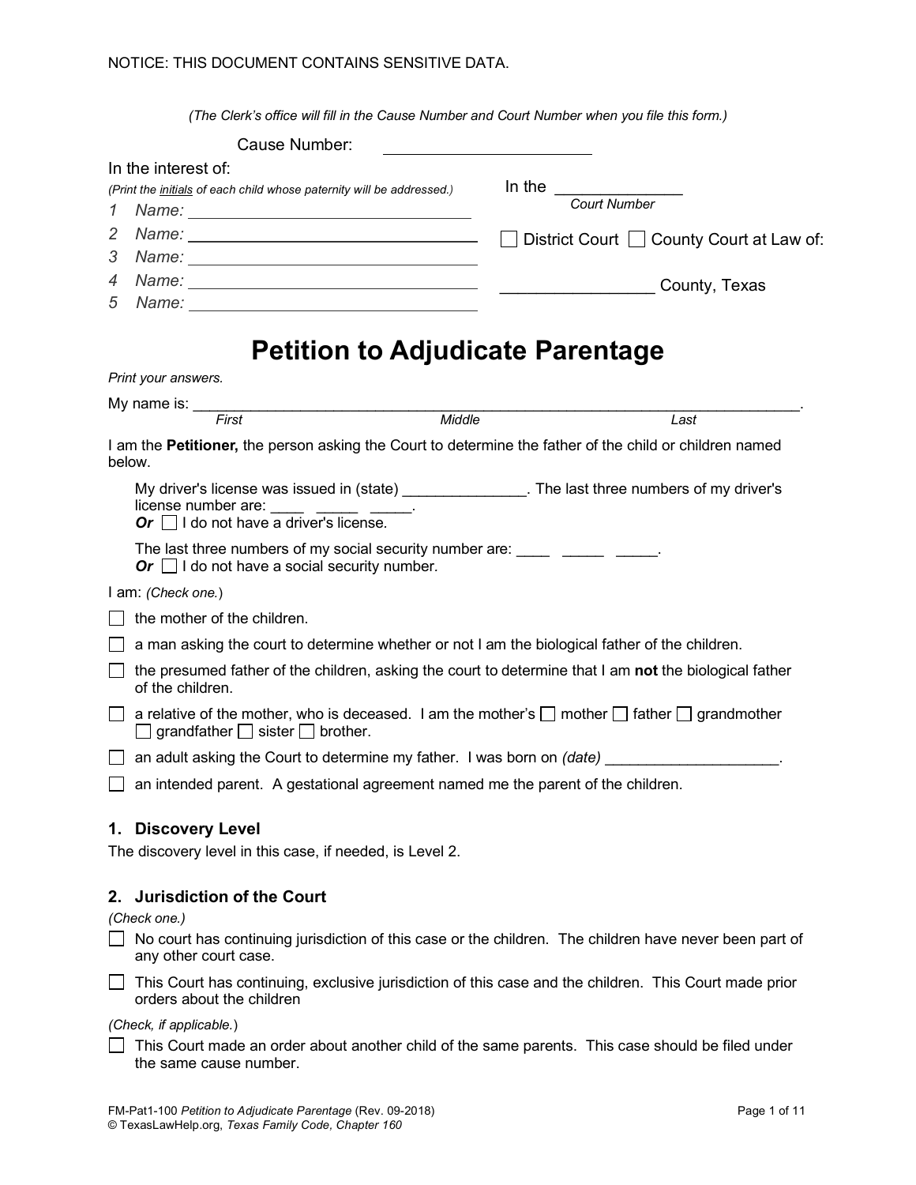NOTICE: THIS DOCUMENT CONTAINS SENSITIVE DATA.

*(The Clerk's office will fill in the Cause Number and Court Number when you file this form.)*

Cause Number: ______________________

In the interest of:

*(Print the initials of each child whose paternity will be addressed.)*

1 Name: ______________________________
2 Name: ______________________________
3 Name: ______________________________
4 Name: ______________________________
5 Name: ______________________________

In the ____________
*Court Number*

☐ District Court ☐ County Court at Law of:

________________ County, Texas

# Petition to Adjudicate Parentage

*Print your answers.*

My name is: ______________________________________________________________________.
*First* *Middle* *Last*

I am the **Petitioner,** the person asking the Court to determine the father of the child or children named below.

My driver's license was issued in (state) _______________. The last three numbers of my driver's license number are: ____ _____ _____.
***Or*** ☐ I do not have a driver's license.

The last three numbers of my social security number are: ____ _____ _____.
***Or*** ☐ I do not have a social security number.

I am: *(Check one.)*

☐ the mother of the children.

☐ a man asking the court to determine whether or not I am the biological father of the children.

☐ the presumed father of the children, asking the court to determine that I am **not** the biological father of the children.

☐ a relative of the mother, who is deceased. I am the mother's ☐ mother ☐ father ☐ grandmother ☐ grandfather ☐ sister ☐ brother.

☐ an adult asking the Court to determine my father. I was born on *(date)* ____________________.

☐ an intended parent. A gestational agreement named me the parent of the children.

## 1. Discovery Level

The discovery level in this case, if needed, is Level 2.

## 2. Jurisdiction of the Court

*(Check one.)*

☐ No court has continuing jurisdiction of this case or the children. The children have never been part of any other court case.

☐ This Court has continuing, exclusive jurisdiction of this case and the children. This Court made prior orders about the children

*(Check, if applicable.)*

☐ This Court made an order about another child of the same parents. This case should be filed under the same cause number.

FM-Pat1-100 *Petition to Adjudicate Parentage* (Rev. 09-2018)
© TexasLawHelp.org, *Texas Family Code, Chapter 160*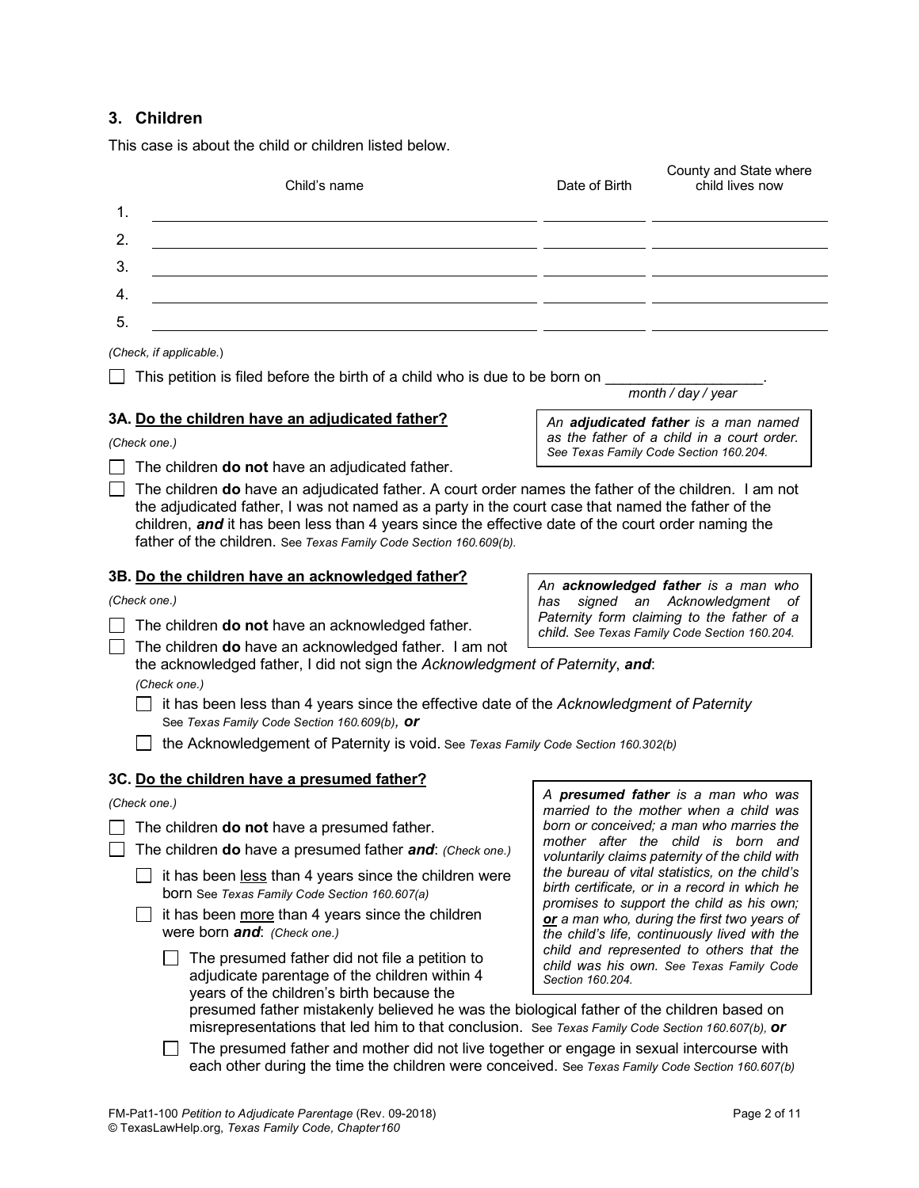## 3. Children

This case is about the child or children listed below.

| | Child's name | Date of Birth | County and State where child lives now |
|---|---|---|---|
| 1. | | | |
| 2. | | | |
| 3. | | | |
| 4. | | | |
| 5. | | | |

*(Check, if applicable.)*

☐ This petition is filed before the birth of a child who is due to be born on ___________________.
*month / day / year*

### 3A. Do the children have an adjudicated father?

> An **adjudicated father** is a man named as the father of a child in a court order. *See Texas Family Code Section 160.204.*

*(Check one.)*

☐ The children **do not** have an adjudicated father.

☐ The children **do** have an adjudicated father. A court order names the father of the children. I am not the adjudicated father, I was not named as a party in the court case that named the father of the children, ***and*** it has been less than 4 years since the effective date of the court order naming the father of the children. See *Texas Family Code Section 160.609(b).*

### 3B. Do the children have an acknowledged father?

> An **acknowledged father** is a man who has signed an Acknowledgment of Paternity form claiming to the father of a child. *See Texas Family Code Section 160.204.*

*(Check one.)*

☐ The children **do not** have an acknowledged father.

☐ The children **do** have an acknowledged father. I am not the acknowledged father, I did not sign the *Acknowledgment of Paternity*, ***and***:

*(Check one.)*

- ☐ it has been less than 4 years since the effective date of the *Acknowledgment of Paternity* See *Texas Family Code Section 160.609(b)*, ***or***
- ☐ the Acknowledgement of Paternity is void. See *Texas Family Code Section 160.302(b)*

### 3C. Do the children have a presumed father?

> A **presumed father** is a man who was married to the mother when a child was born or conceived; a man who marries the mother after the child is born and voluntarily claims paternity of the child with the bureau of vital statistics, on the child's birth certificate, or in a record in which he promises to support the child as his own; ***or*** a man who, during the first two years of the child's life, continuously lived with the child and represented to others that the child was his own. *See Texas Family Code Section 160.204.*

*(Check one.)*

☐ The children **do not** have a presumed father.

☐ The children **do** have a presumed father ***and***: *(Check one.)*

- ☐ it has been less than 4 years since the children were born See *Texas Family Code Section 160.607(a)*
- ☐ it has been more than 4 years since the children were born ***and***: *(Check one.)*
  - ☐ The presumed father did not file a petition to adjudicate parentage of the children within 4 years of the children's birth because the presumed father mistakenly believed he was the biological father of the children based on misrepresentations that led him to that conclusion. See *Texas Family Code Section 160.607(b)*, ***or***
  - ☐ The presumed father and mother did not live together or engage in sexual intercourse with each other during the time the children were conceived. See *Texas Family Code Section 160.607(b)*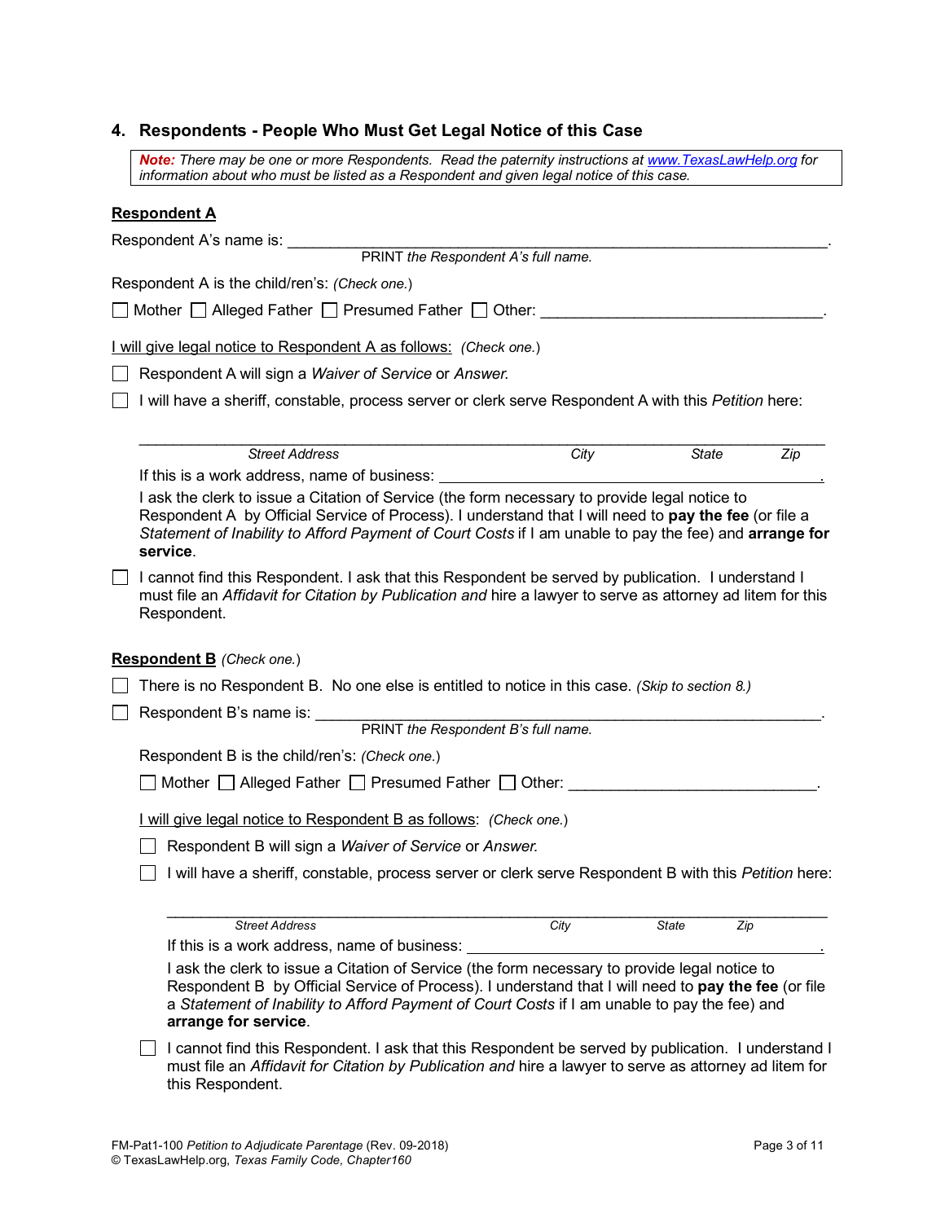## 4. Respondents - People Who Must Get Legal Notice of this Case

> ***Note:*** *There may be one or more Respondents. Read the paternity instructions at [www.TexasLawHelp.org](http://www.TexasLawHelp.org) for information about who must be listed as a Respondent and given legal notice of this case.*

**Respondent A**

Respondent A's name is: ____________________________________________________________.
PRINT *the Respondent A's full name.*

Respondent A is the child/ren's: *(Check one.)*

☐ Mother ☐ Alleged Father ☐ Presumed Father ☐ Other: ________________________________.

I will give legal notice to Respondent A as follows: *(Check one.)*

☐ Respondent A will sign a *Waiver of Service* or *Answer.*

☐ I will have a sheriff, constable, process server or clerk serve Respondent A with this *Petition* here:

____________________________________________________________________________
*Street Address* *City* *State* *Zip*

If this is a work address, name of business: ____________________________________.

I ask the clerk to issue a Citation of Service (the form necessary to provide legal notice to Respondent A by Official Service of Process). I understand that I will need to **pay the fee** (or file a *Statement of Inability to Afford Payment of Court Costs* if I am unable to pay the fee) and **arrange for service**.

☐ I cannot find this Respondent. I ask that this Respondent be served by publication. I understand I must file an *Affidavit for Citation by Publication and* hire a lawyer to serve as attorney ad litem for this Respondent.

**Respondent B** *(Check one.)*

☐ There is no Respondent B. No one else is entitled to notice in this case. *(Skip to section 8.)*

☐ Respondent B's name is: ____________________________________________________________.
PRINT *the Respondent B's full name.*

Respondent B is the child/ren's: *(Check one.)*

☐ Mother ☐ Alleged Father ☐ Presumed Father ☐ Other: ____________________________.

I will give legal notice to Respondent B as follows: *(Check one.)*

☐ Respondent B will sign a *Waiver of Service* or *Answer.*

☐ I will have a sheriff, constable, process server or clerk serve Respondent B with this *Petition* here:

____________________________________________________________________________
*Street Address* *City* *State* *Zip*

If this is a work address, name of business: ____________________________________.

I ask the clerk to issue a Citation of Service (the form necessary to provide legal notice to Respondent B by Official Service of Process). I understand that I will need to **pay the fee** (or file a *Statement of Inability to Afford Payment of Court Costs* if I am unable to pay the fee) and **arrange for service**.

☐ I cannot find this Respondent. I ask that this Respondent be served by publication. I understand I must file an *Affidavit for Citation by Publication and* hire a lawyer to serve as attorney ad litem for this Respondent.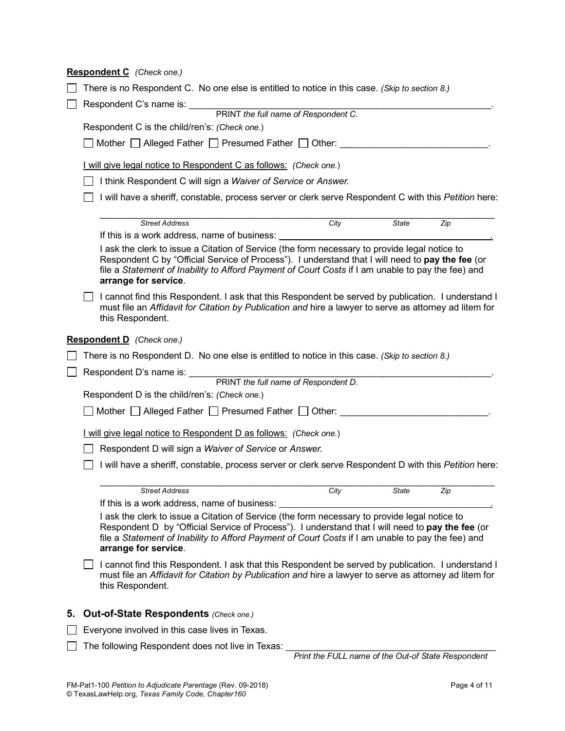**Respondent C** *(Check one.)*

☐ There is no Respondent C. No one else is entitled to notice in this case. *(Skip to section 8.)*

☐ Respondent C's name is: \_\_\_\_\_\_\_\_\_\_\_\_\_\_\_\_\_\_\_\_\_\_\_\_\_\_\_\_\_\_\_\_\_\_\_\_\_\_\_\_\_\_\_\_\_\_\_\_\_\_\_\_\_\_\_\_\_\_\_\_.
PRINT *the full name of Respondent C.*

Respondent C is the child/ren's: *(Check one.)*

☐ Mother ☐ Alleged Father ☐ Presumed Father ☐ Other: \_\_\_\_\_\_\_\_\_\_\_\_\_\_\_\_\_\_\_\_\_\_\_\_\_\_\_\_.

I will give legal notice to Respondent C as follows: *(Check one.)*

☐ I think Respondent C will sign a *Waiver of Service* or *Answer.*

☐ I will have a sheriff, constable, process server or clerk serve Respondent C with this *Petition* here:

\_\_\_\_\_\_\_\_\_\_\_\_\_\_\_\_\_\_\_\_\_\_\_\_\_\_\_\_\_\_\_\_\_\_\_\_\_\_\_\_\_\_\_\_\_\_\_\_\_\_\_\_\_\_\_\_\_\_\_\_\_\_\_\_\_\_\_\_\_\_\_\_\_\_
*Street Address* *City* *State* *Zip*

If this is a work address, name of business: \_\_\_\_\_\_\_\_\_\_\_\_\_\_\_\_\_\_\_\_\_\_\_\_\_\_\_\_\_\_\_\_\_\_\_\_\_\_\_\_\_\_.

I ask the clerk to issue a Citation of Service (the form necessary to provide legal notice to Respondent C by "Official Service of Process"). I understand that I will need to **pay the fee** (or file a *Statement of Inability to Afford Payment of Court Costs* if I am unable to pay the fee) and **arrange for service**.

☐ I cannot find this Respondent. I ask that this Respondent be served by publication. I understand I must file an *Affidavit for Citation by Publication and* hire a lawyer to serve as attorney ad litem for this Respondent.

**Respondent D** *(Check one.)*

☐ There is no Respondent D. No one else is entitled to notice in this case. *(Skip to section 8.)*

☐ Respondent D's name is: \_\_\_\_\_\_\_\_\_\_\_\_\_\_\_\_\_\_\_\_\_\_\_\_\_\_\_\_\_\_\_\_\_\_\_\_\_\_\_\_\_\_\_\_\_\_\_\_\_\_\_\_\_\_\_\_\_\_\_\_.
PRINT *the full name of Respondent D.*

Respondent D is the child/ren's: *(Check one.)*

☐ Mother ☐ Alleged Father ☐ Presumed Father ☐ Other: \_\_\_\_\_\_\_\_\_\_\_\_\_\_\_\_\_\_\_\_\_\_\_\_\_\_\_\_.

I will give legal notice to Respondent D as follows: *(Check one.)*

☐ Respondent D will sign a *Waiver of Service* or *Answer.*

☐ I will have a sheriff, constable, process server or clerk serve Respondent D with this *Petition* here:

\_\_\_\_\_\_\_\_\_\_\_\_\_\_\_\_\_\_\_\_\_\_\_\_\_\_\_\_\_\_\_\_\_\_\_\_\_\_\_\_\_\_\_\_\_\_\_\_\_\_\_\_\_\_\_\_\_\_\_\_\_\_\_\_\_\_\_\_\_\_\_\_\_\_
*Street Address* *City* *State* *Zip*

If this is a work address, name of business: \_\_\_\_\_\_\_\_\_\_\_\_\_\_\_\_\_\_\_\_\_\_\_\_\_\_\_\_\_\_\_\_\_\_\_\_\_\_\_\_\_\_.

I ask the clerk to issue a Citation of Service (the form necessary to provide legal notice to Respondent D by "Official Service of Process"). I understand that I will need to **pay the fee** (or file a *Statement of Inability to Afford Payment of Court Costs* if I am unable to pay the fee) and **arrange for service**.

☐ I cannot find this Respondent. I ask that this Respondent be served by publication. I understand I must file an *Affidavit for Citation by Publication and* hire a lawyer to serve as attorney ad litem for this Respondent.

## 5. Out-of-State Respondents *(Check one.)*

☐ Everyone involved in this case lives in Texas.

☐ The following Respondent does not live in Texas: \_\_\_\_\_\_\_\_\_\_\_\_\_\_\_\_\_\_\_\_\_\_\_\_\_\_\_\_\_\_\_\_\_\_\_\_\_\_\_\_
*Print the FULL name of the Out-of State Respondent*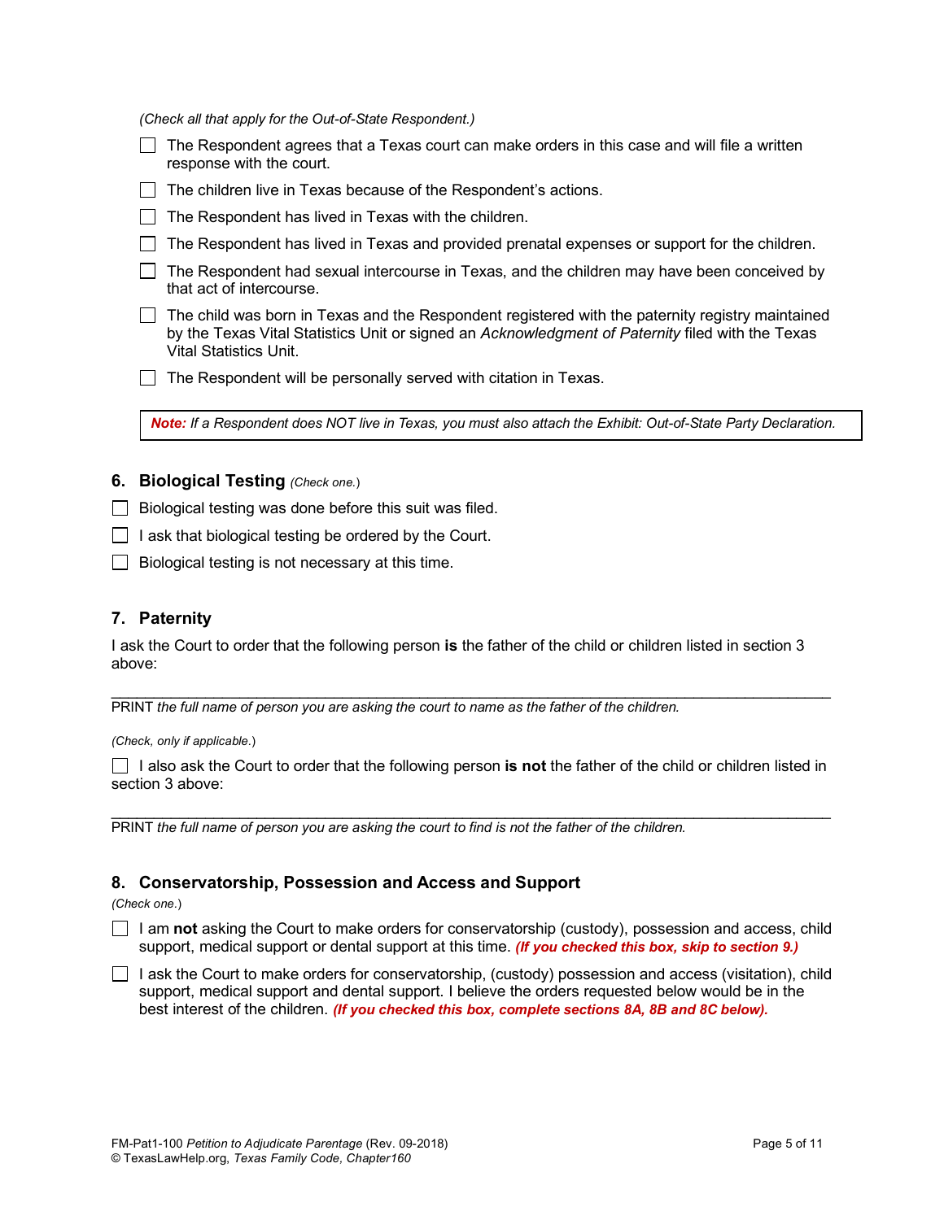*(Check all that apply for the Out-of-State Respondent.)*

- ☐ The Respondent agrees that a Texas court can make orders in this case and will file a written response with the court.
- ☐ The children live in Texas because of the Respondent's actions.
- ☐ The Respondent has lived in Texas with the children.
- ☐ The Respondent has lived in Texas and provided prenatal expenses or support for the children.
- ☐ The Respondent had sexual intercourse in Texas, and the children may have been conceived by that act of intercourse.
- ☐ The child was born in Texas and the Respondent registered with the paternity registry maintained by the Texas Vital Statistics Unit or signed an *Acknowledgment of Paternity* filed with the Texas Vital Statistics Unit.
- ☐ The Respondent will be personally served with citation in Texas.

> ***Note:*** *If a Respondent does NOT live in Texas, you must also attach the Exhibit: Out-of-State Party Declaration.*

## 6. Biological Testing *(Check one.)*

- ☐ Biological testing was done before this suit was filed.
- ☐ I ask that biological testing be ordered by the Court.
- ☐ Biological testing is not necessary at this time.

## 7. Paternity

I ask the Court to order that the following person **is** the father of the child or children listed in section 3 above:

______________________________________________________________________________

PRINT *the full name of person you are asking the court to name as the father of the children.*

*(Check, only if applicable.)*

☐ I also ask the Court to order that the following person **is not** the father of the child or children listed in section 3 above:

______________________________________________________________________________

PRINT *the full name of person you are asking the court to find is not the father of the children.*

## 8. Conservatorship, Possession and Access and Support

*(Check one.)*

- ☐ I am **not** asking the Court to make orders for conservatorship (custody), possession and access, child support, medical support or dental support at this time. ***(If you checked this box, skip to section 9.)***
- ☐ I ask the Court to make orders for conservatorship, (custody) possession and access (visitation), child support, medical support and dental support. I believe the orders requested below would be in the best interest of the children. ***(If you checked this box, complete sections 8A, 8B and 8C below).***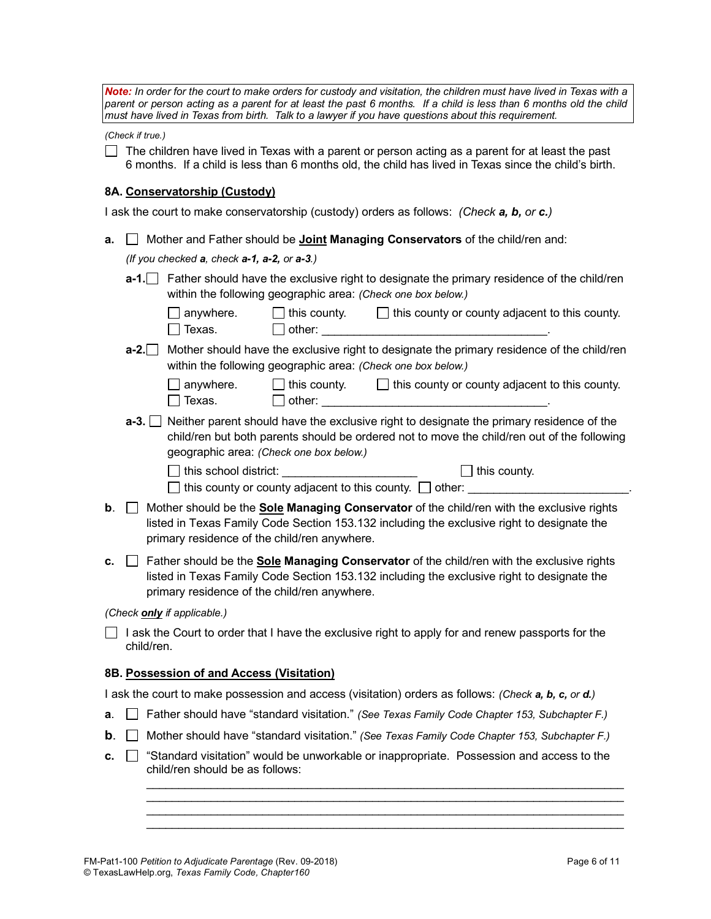***Note:*** *In order for the court to make orders for custody and visitation, the children must have lived in Texas with a parent or person acting as a parent for at least the past 6 months. If a child is less than 6 months old the child must have lived in Texas from birth. Talk to a lawyer if you have questions about this requirement.*

*(Check if true.)*

☐ The children have lived in Texas with a parent or person acting as a parent for at least the past 6 months. If a child is less than 6 months old, the child has lived in Texas since the child's birth.

### 8A. Conservatorship (Custody)

I ask the court to make conservatorship (custody) orders as follows: *(Check **a**, **b**, or **c**.)*

**a.** ☐ Mother and Father should be **Joint Managing Conservators** of the child/ren and:

*(If you checked **a**, check **a-1**, **a-2**, or **a-3**.)*

**a-1.** ☐ Father should have the exclusive right to designate the primary residence of the child/ren within the following geographic area: *(Check one box below.)*

☐ anywhere. ☐ this county. ☐ this county or county adjacent to this county.
☐ Texas. ☐ other: ___________________________________.

**a-2.** ☐ Mother should have the exclusive right to designate the primary residence of the child/ren within the following geographic area: *(Check one box below.)*

☐ anywhere. ☐ this county. ☐ this county or county adjacent to this county.
☐ Texas. ☐ other: ___________________________________.

**a-3.** ☐ Neither parent should have the exclusive right to designate the primary residence of the child/ren but both parents should be ordered not to move the child/ren out of the following geographic area: *(Check one box below.)*

☐ this school district: _____________________ ☐ this county.
☐ this county or county adjacent to this county. ☐ other: ________________________.

**b.** ☐ Mother should be the **Sole Managing Conservator** of the child/ren with the exclusive rights listed in Texas Family Code Section 153.132 including the exclusive right to designate the primary residence of the child/ren anywhere.

**c.** ☐ Father should be the **Sole Managing Conservator** of the child/ren with the exclusive rights listed in Texas Family Code Section 153.132 including the exclusive right to designate the primary residence of the child/ren anywhere.

*(Check **only** if applicable.)*

☐ I ask the Court to order that I have the exclusive right to apply for and renew passports for the child/ren.

### 8B. Possession of and Access (Visitation)

I ask the court to make possession and access (visitation) orders as follows: *(Check **a**, **b**, **c**, or **d**.)*

**a.** ☐ Father should have "standard visitation." *(See Texas Family Code Chapter 153, Subchapter F.)*

**b.** ☐ Mother should have "standard visitation." *(See Texas Family Code Chapter 153, Subchapter F.)*

**c.** ☐ "Standard visitation" would be unworkable or inappropriate. Possession and access to the child/ren should be as follows:

________________________________________________________________________
________________________________________________________________________
________________________________________________________________________
________________________________________________________________________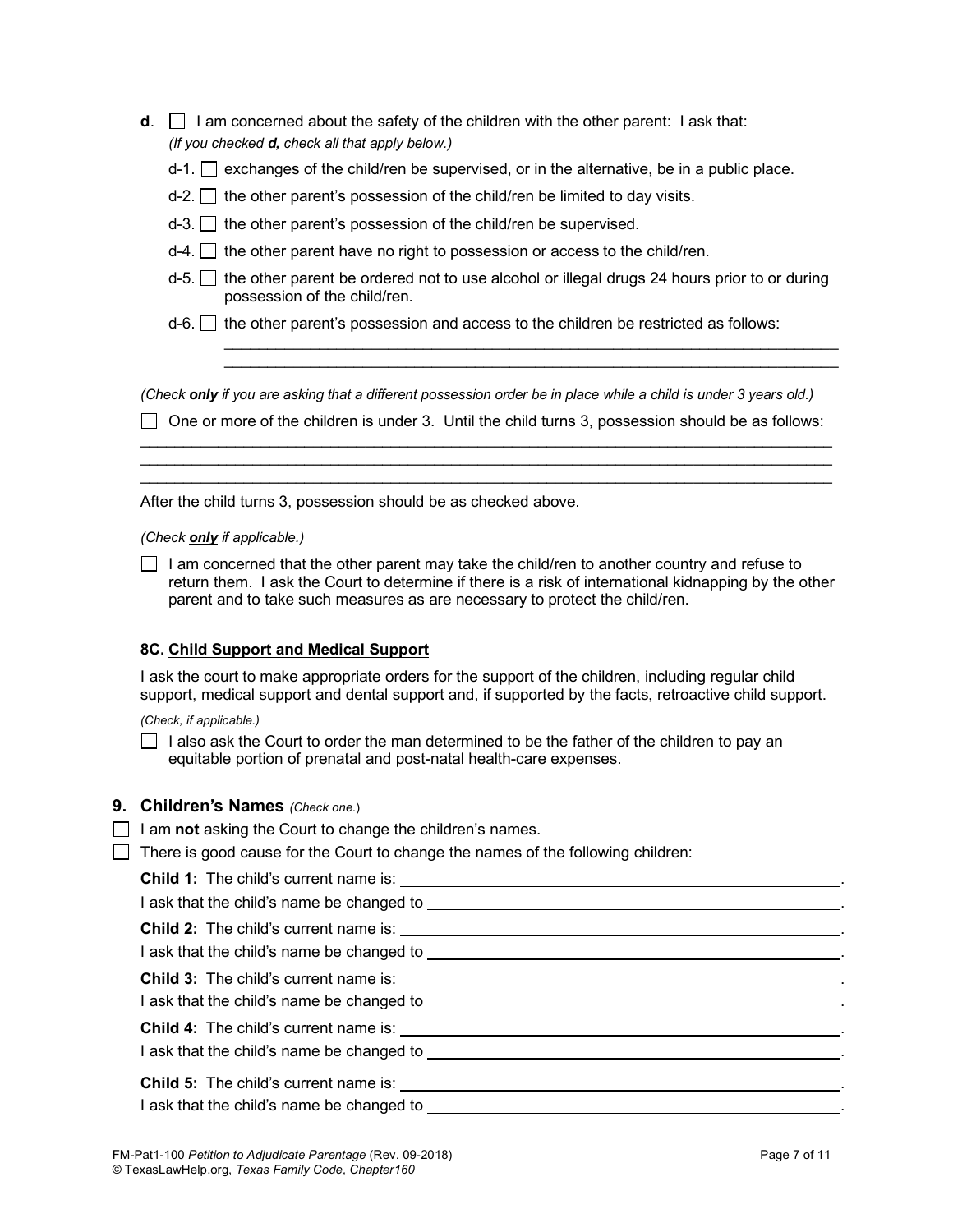**d**. ☐ I am concerned about the safety of the children with the other parent: I ask that:
*(If you checked **d,** check all that apply below.)*

- d-1. ☐ exchanges of the child/ren be supervised, or in the alternative, be in a public place.
- d-2. ☐ the other parent's possession of the child/ren be limited to day visits.
- d-3. ☐ the other parent's possession of the child/ren be supervised.
- d-4. ☐ the other parent have no right to possession or access to the child/ren.
- d-5. ☐ the other parent be ordered not to use alcohol or illegal drugs 24 hours prior to or during possession of the child/ren.
- d-6. ☐ the other parent's possession and access to the children be restricted as follows:
  ______________________________________________________________________
  ______________________________________________________________________

*(Check **only** if you are asking that a different possession order be in place while a child is under 3 years old.)*

☐ One or more of the children is under 3. Until the child turns 3, possession should be as follows:
______________________________________________________________________
______________________________________________________________________
______________________________________________________________________

After the child turns 3, possession should be as checked above.

*(Check **only** if applicable.)*

☐ I am concerned that the other parent may take the child/ren to another country and refuse to return them. I ask the Court to determine if there is a risk of international kidnapping by the other parent and to take such measures as are necessary to protect the child/ren.

**8C. Child Support and Medical Support**

I ask the court to make appropriate orders for the support of the children, including regular child support, medical support and dental support and, if supported by the facts, retroactive child support.

*(Check, if applicable.)*

☐ I also ask the Court to order the man determined to be the father of the children to pay an equitable portion of prenatal and post-natal health-care expenses.

## 9. Children's Names *(Check one.)*

☐ I am **not** asking the Court to change the children's names.

☐ There is good cause for the Court to change the names of the following children:

**Child 1:** The child's current name is: ______________________________.
I ask that the child's name be changed to ______________________________.

**Child 2:** The child's current name is: ______________________________.
I ask that the child's name be changed to ______________________________.

**Child 3:** The child's current name is: ______________________________.
I ask that the child's name be changed to ______________________________.

**Child 4:** The child's current name is: ______________________________.
I ask that the child's name be changed to ______________________________.

**Child 5:** The child's current name is: ______________________________.
I ask that the child's name be changed to ______________________________.

FM-Pat1-100 *Petition to Adjudicate Parentage* (Rev. 09-2018)
© TexasLawHelp.org, *Texas Family Code, Chapter160*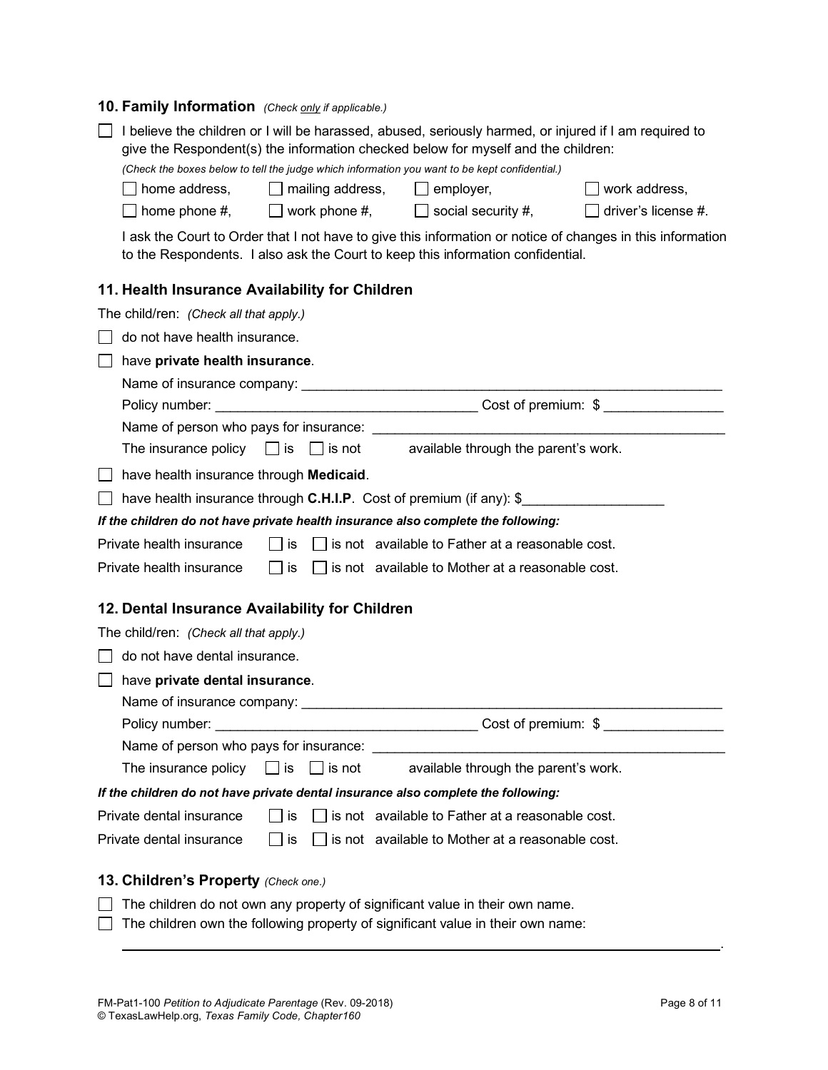## 10. Family Information *(Check only if applicable.)*

☐ I believe the children or I will be harassed, abused, seriously harmed, or injured if I am required to give the Respondent(s) the information checked below for myself and the children:

*(Check the boxes below to tell the judge which information you want to be kept confidential.)*

☐ home address, ☐ mailing address, ☐ employer, ☐ work address,
☐ home phone #, ☐ work phone #, ☐ social security #, ☐ driver's license #.

I ask the Court to Order that I not have to give this information or notice of changes in this information to the Respondents. I also ask the Court to keep this information confidential.

## 11. Health Insurance Availability for Children

The child/ren: *(Check all that apply.)*

☐ do not have health insurance.

☐ have **private health insurance**.

Name of insurance company: ______________________________________________

Policy number: ______________________________ Cost of premium: $ ____________

Name of person who pays for insurance: ______________________________________

The insurance policy ☐ is ☐ is not available through the parent's work.

☐ have health insurance through **Medicaid**.

☐ have health insurance through **C.H.I.P**. Cost of premium (if any): $________________

***If the children do not have private health insurance also complete the following:***

Private health insurance ☐ is ☐ is not available to Father at a reasonable cost.

Private health insurance ☐ is ☐ is not available to Mother at a reasonable cost.

## 12. Dental Insurance Availability for Children

The child/ren: *(Check all that apply.)*

☐ do not have dental insurance.

☐ have **private dental insurance**.

Name of insurance company: ______________________________________________

Policy number: ______________________________ Cost of premium: $ ____________

Name of person who pays for insurance: ______________________________________

The insurance policy ☐ is ☐ is not available through the parent's work.

***If the children do not have private dental insurance also complete the following:***

Private dental insurance ☐ is ☐ is not available to Father at a reasonable cost.

Private dental insurance ☐ is ☐ is not available to Mother at a reasonable cost.

## 13. Children's Property *(Check one.)*

☐ The children do not own any property of significant value in their own name.

☐ The children own the following property of significant value in their own name:

______________________________________________________________________.

FM-Pat1-100 *Petition to Adjudicate Parentage* (Rev. 09-2018)
© TexasLawHelp.org, *Texas Family Code, Chapter160*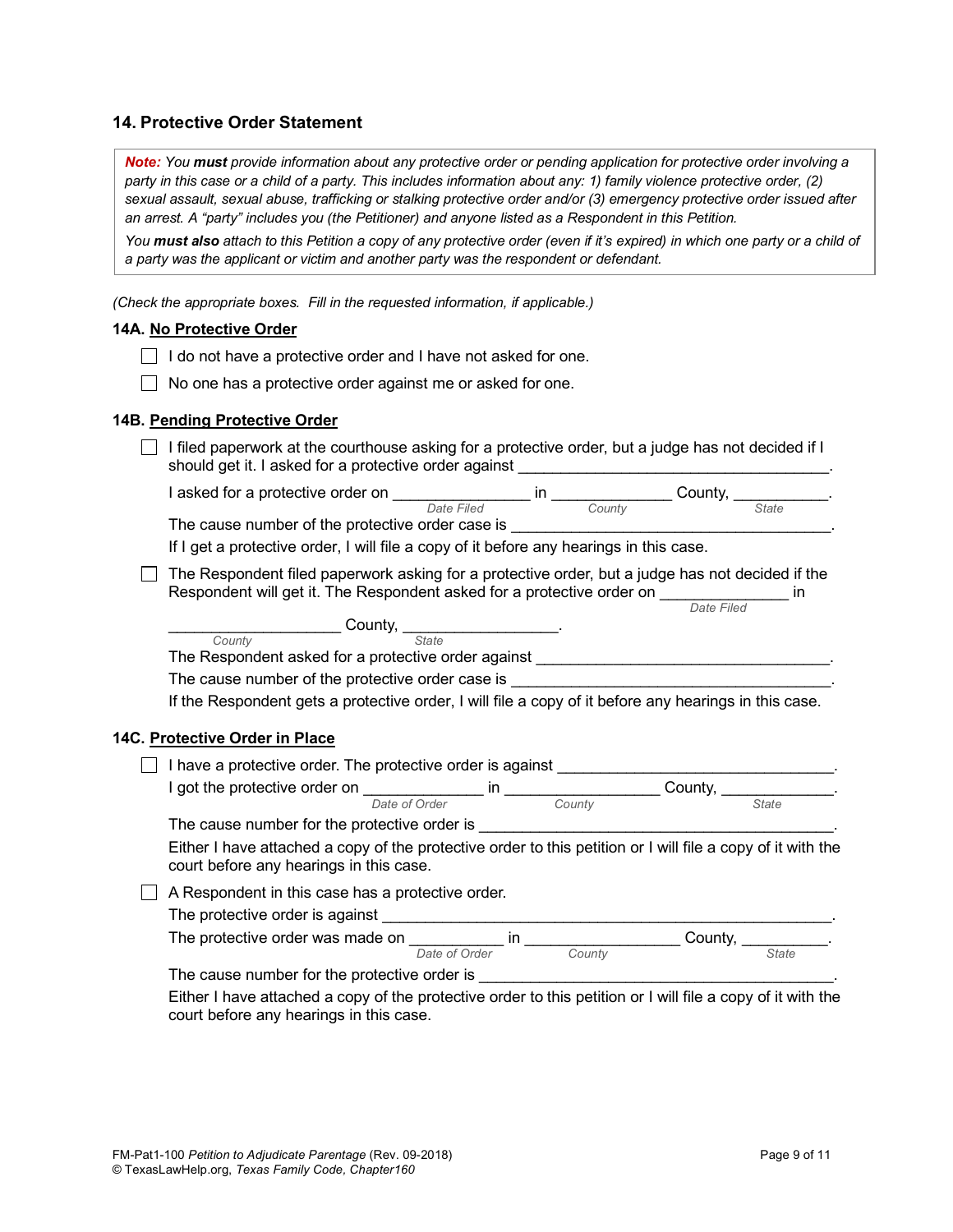## 14. Protective Order Statement

> ***Note:*** *You* ***must*** *provide information about any protective order or pending application for protective order involving a party in this case or a child of a party. This includes information about any: 1) family violence protective order, (2) sexual assault, sexual abuse, trafficking or stalking protective order and/or (3) emergency protective order issued after an arrest. A "party" includes you (the Petitioner) and anyone listed as a Respondent in this Petition.*
>
> *You* ***must also*** *attach to this Petition a copy of any protective order (even if it's expired) in which one party or a child of a party was the applicant or victim and another party was the respondent or defendant.*

*(Check the appropriate boxes. Fill in the requested information, if applicable.)*

**14A. No Protective Order**

- [ ] I do not have a protective order and I have not asked for one.
- [ ] No one has a protective order against me or asked for one.

**14B. Pending Protective Order**

- [ ] I filed paperwork at the courthouse asking for a protective order, but a judge has not decided if I should get it. I asked for a protective order against ______________________________________.

  I asked for a protective order on ________________ (*Date Filed*) in ______________ (*County*) County, ___________ (*State*).

  The cause number of the protective order case is ______________________________________.

  If I get a protective order, I will file a copy of it before any hearings in this case.

- [ ] The Respondent filed paperwork asking for a protective order, but a judge has not decided if the Respondent will get it. The Respondent asked for a protective order on _______________ (*Date Filed*) in ____________________ (*County*) County, __________________ (*State*).

  The Respondent asked for a protective order against __________________________________.

  The cause number of the protective order case is ______________________________________.

  If the Respondent gets a protective order, I will file a copy of it before any hearings in this case.

**14C. Protective Order in Place**

- [ ] I have a protective order. The protective order is against _________________________________.

  I got the protective order on ______________ (*Date of Order*) in __________________ (*County*) County, _____________ (*State*).

  The cause number for the protective order is __________________________________________.

  Either I have attached a copy of the protective order to this petition or I will file a copy of it with the court before any hearings in this case.

- [ ] A Respondent in this case has a protective order.

  The protective order is against ______________________________________________________.

  The protective order was made on ___________ (*Date of Order*) in __________________ (*County*) County, __________ (*State*).

  The cause number for the protective order is __________________________________________.

  Either I have attached a copy of the protective order to this petition or I will file a copy of it with the court before any hearings in this case.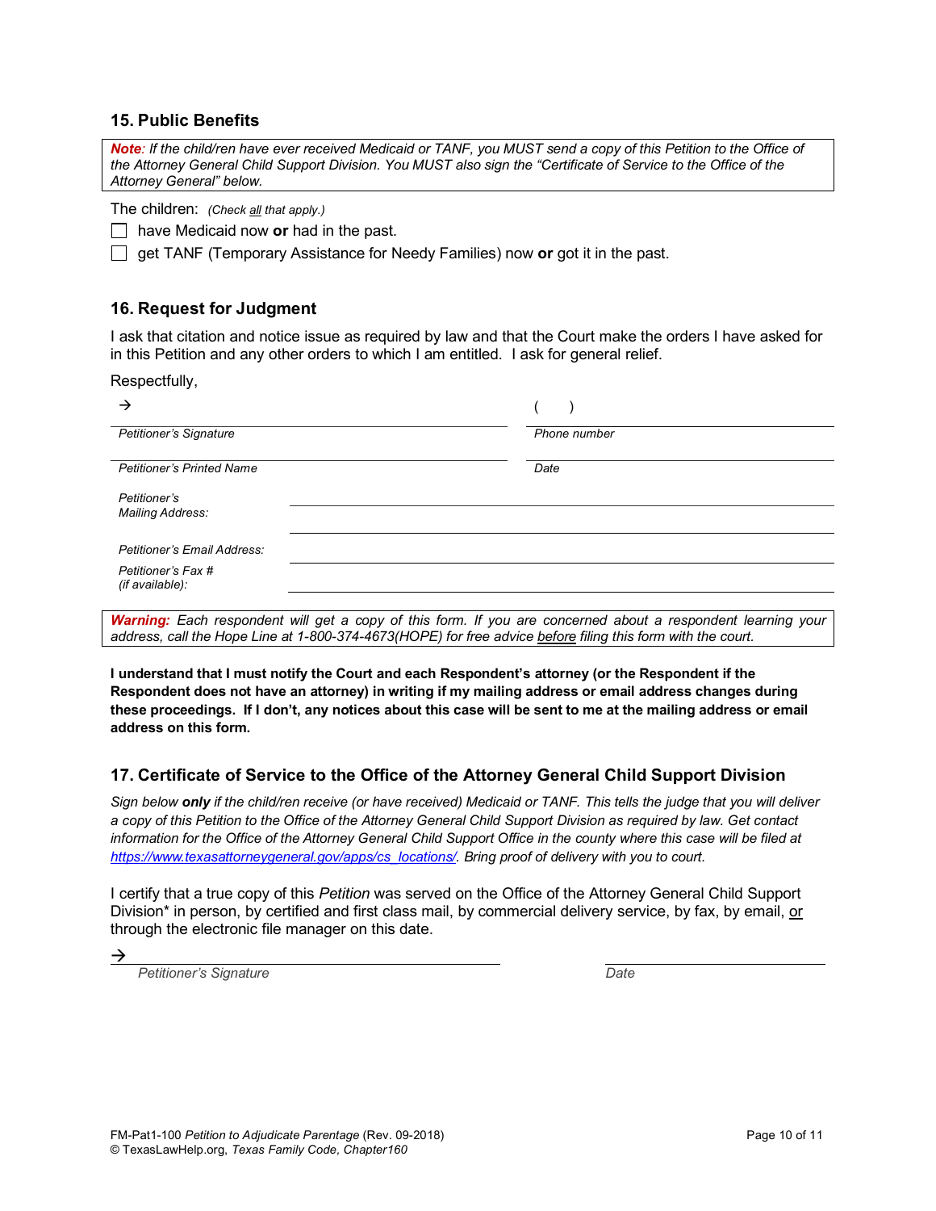## 15. Public Benefits

***Note**: If the child/ren have ever received Medicaid or TANF, you MUST send a copy of this Petition to the Office of the Attorney General Child Support Division. You MUST also sign the "Certificate of Service to the Office of the Attorney General" below.*

The children: *(Check all that apply.)*

- ☐ have Medicaid now **or** had in the past.
- ☐ get TANF (Temporary Assistance for Needy Families) now **or** got it in the past.

## 16. Request for Judgment

I ask that citation and notice issue as required by law and that the Court make the orders I have asked for in this Petition and any other orders to which I am entitled. I ask for general relief.

Respectfully,

→ ______________________________ ( ) ______________________________

*Petitioner's Signature* *Phone number*

______________________________ ______________________________

*Petitioner's Printed Name* *Date*

*Petitioner's Mailing Address:* ______________________________

______________________________

*Petitioner's Email Address:* ______________________________

*Petitioner's Fax # (if available):* ______________________________

***Warning:** Each respondent will get a copy of this form. If you are concerned about a respondent learning your address, call the Hope Line at 1-800-374-4673(HOPE) for free advice before filing this form with the court.*

**I understand that I must notify the Court and each Respondent's attorney (or the Respondent if the Respondent does not have an attorney) in writing if my mailing address or email address changes during these proceedings. If I don't, any notices about this case will be sent to me at the mailing address or email address on this form.**

## 17. Certificate of Service to the Office of the Attorney General Child Support Division

*Sign below **only** if the child/ren receive (or have received) Medicaid or TANF. This tells the judge that you will deliver a copy of this Petition to the Office of the Attorney General Child Support Division as required by law. Get contact information for the Office of the Attorney General Child Support Office in the county where this case will be filed at https://www.texasattorneygeneral.gov/apps/cs_locations/. Bring proof of delivery with you to court.*

I certify that a true copy of this *Petition* was served on the Office of the Attorney General Child Support Division* in person, by certified and first class mail, by commercial delivery service, by fax, by email, or through the electronic file manager on this date.

→ ______________________________ ______________________________

*Petitioner's Signature* *Date*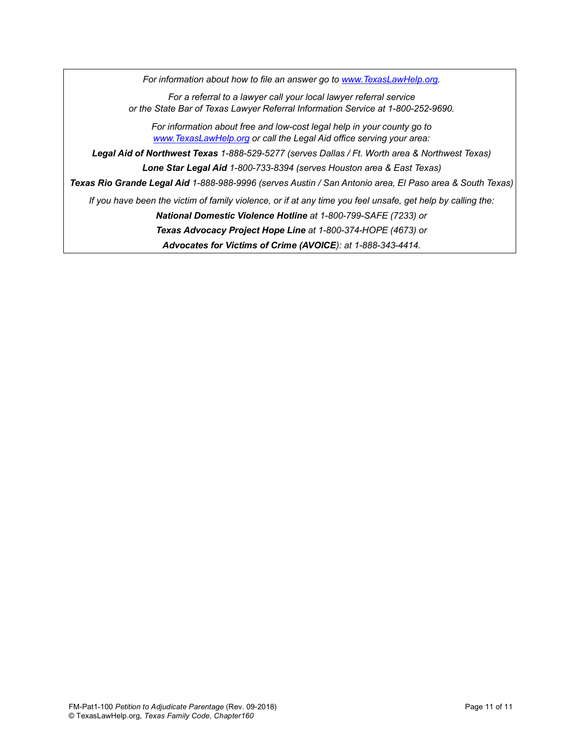*For information about how to file an answer go to www.TexasLawHelp.org.*

*For a referral to a lawyer call your local lawyer referral service or the State Bar of Texas Lawyer Referral Information Service at 1-800-252-9690.*

*For information about free and low-cost legal help in your county go to www.TexasLawHelp.org or call the Legal Aid office serving your area:*

***Legal Aid of Northwest Texas** 1-888-529-5277 (serves Dallas / Ft. Worth area & Northwest Texas)*

***Lone Star Legal Aid** 1-800-733-8394 (serves Houston area & East Texas)*

***Texas Rio Grande Legal Aid** 1-888-988-9996 (serves Austin / San Antonio area, El Paso area & South Texas)*

*If you have been the victim of family violence, or if at any time you feel unsafe, get help by calling the:*

***National Domestic Violence Hotline** at 1-800-799-SAFE (7233) or*

***Texas Advocacy Project Hope Line** at 1-800-374-HOPE (4673) or*

***Advocates for Victims of Crime (AVOICE)**: at 1-888-343-4414.*